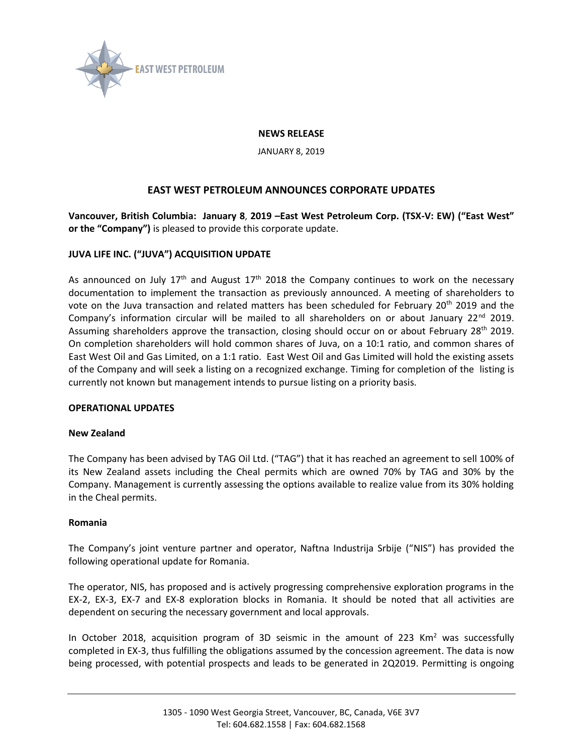**NEWS RELEASE**

JANUARY 8, 2019

# EAST WEST PETROLEUM ANNOUNCES CORPORATE UPDATES

**Vancouver, British Columbia: January 8, 2019 –East West Petroleum Corp. (TSX-V: EW) ("East West" or the "Company")** is pleased to provide this corporate update.

## JUVA LIFE INC. ("JUVA") ACQUISITION UPDATE

As announced on July 17th and August 17th 2018 the Company continues to work on the necessary documentation to implement the transaction as previously announced. A meeting of shareholders to vote on the Juva transaction and related matters has been scheduled for February 20th 2019 and the Company's information circular will be mailed to all shareholders on or about January 22nd 2019. Assuming shareholders approve the transaction, closing should occur on or about February 28th 2019. On completion shareholders will hold common shares of Juva, on a 10:1 ratio, and common shares of East West Oil and Gas Limited, on a 1:1 ratio. East West Oil and Gas Limited will hold the existing assets of the Company and will seek a listing on a recognized exchange. Timing for completion of the listing is currently not known but management intends to pursue listing on a priority basis.

## OPERATIONAL UPDATES

### New Zealand

The Company has been advised by TAG Oil Ltd. ("TAG") that it has reached an agreement to sell 100% of its New Zealand assets including the Cheal permits which are owned 70% by TAG and 30% by the Company. Management is currently assessing the options available to realize value from its 30% holding in the Cheal permits.

### Romania

The Company's joint venture partner and operator, Naftna Industrija Srbije ("NIS") has provided the following operational update for Romania.

The operator, NIS, has proposed and is actively progressing comprehensive exploration programs in the EX-2, EX-3, EX-7 and EX-8 exploration blocks in Romania. It should be noted that all activities are dependent on securing the necessary government and local approvals.

In October 2018, acquisition program of 3D seismic in the amount of 223 $Km^2$ was successfully completed in EX-3, thus fulfilling the obligations assumed by the concession agreement. The data is now being processed, with potential prospects and leads to be generated in 2Q2019. Permitting is ongoing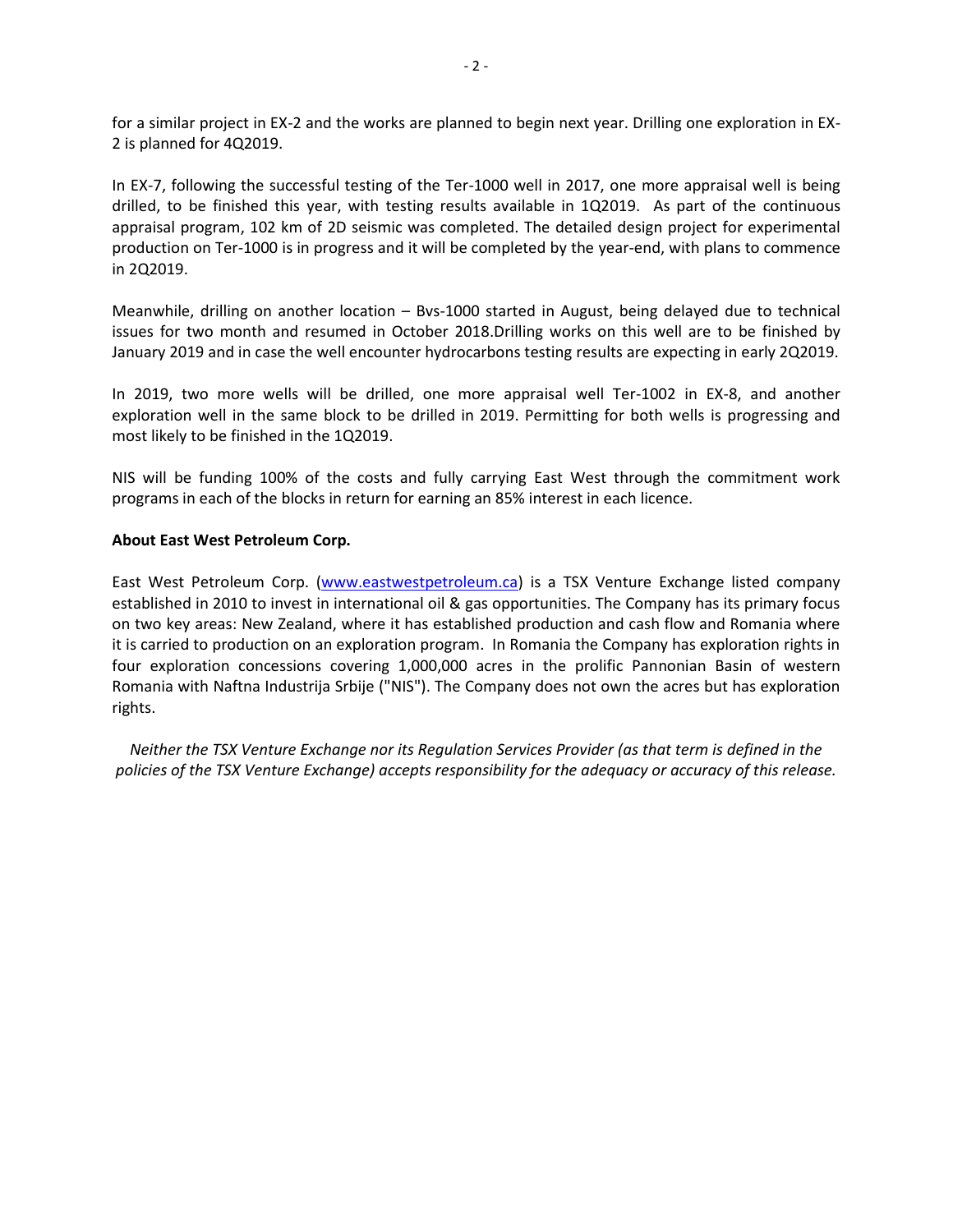for a similar project in EX-2 and the works are planned to begin next year. Drilling one exploration in EX-2 is planned for 4Q2019.

In EX-7, following the successful testing of the Ter-1000 well in 2017, one more appraisal well is being drilled, to be finished this year, with testing results available in 1Q2019. As part of the continuous appraisal program, 102 km of 2D seismic was completed. The detailed design project for experimental production on Ter-1000 is in progress and it will be completed by the year-end, with plans to commence in 2Q2019.

Meanwhile, drilling on another location – Bvs-1000 started in August, being delayed due to technical issues for two month and resumed in October 2018.Drilling works on this well are to be finished by January 2019 and in case the well encounter hydrocarbons testing results are expecting in early 2Q2019.

In 2019, two more wells will be drilled, one more appraisal well Ter-1002 in EX-8, and another exploration well in the same block to be drilled in 2019. Permitting for both wells is progressing and most likely to be finished in the 1Q2019.

NIS will be funding 100% of the costs and fully carrying East West through the commitment work programs in each of the blocks in return for earning an 85% interest in each licence.

**About East West Petroleum Corp.**

East West Petroleum Corp. (www.eastwestpetroleum.ca) is a TSX Venture Exchange listed company established in 2010 to invest in international oil & gas opportunities. The Company has its primary focus on two key areas: New Zealand, where it has established production and cash flow and Romania where it is carried to production on an exploration program. In Romania the Company has exploration rights in four exploration concessions covering 1,000,000 acres in the prolific Pannonian Basin of western Romania with Naftna Industrija Srbije ("NIS"). The Company does not own the acres but has exploration rights.

*Neither the TSX Venture Exchange nor its Regulation Services Provider (as that term is defined in the policies of the TSX Venture Exchange) accepts responsibility for the adequacy or accuracy of this release.*